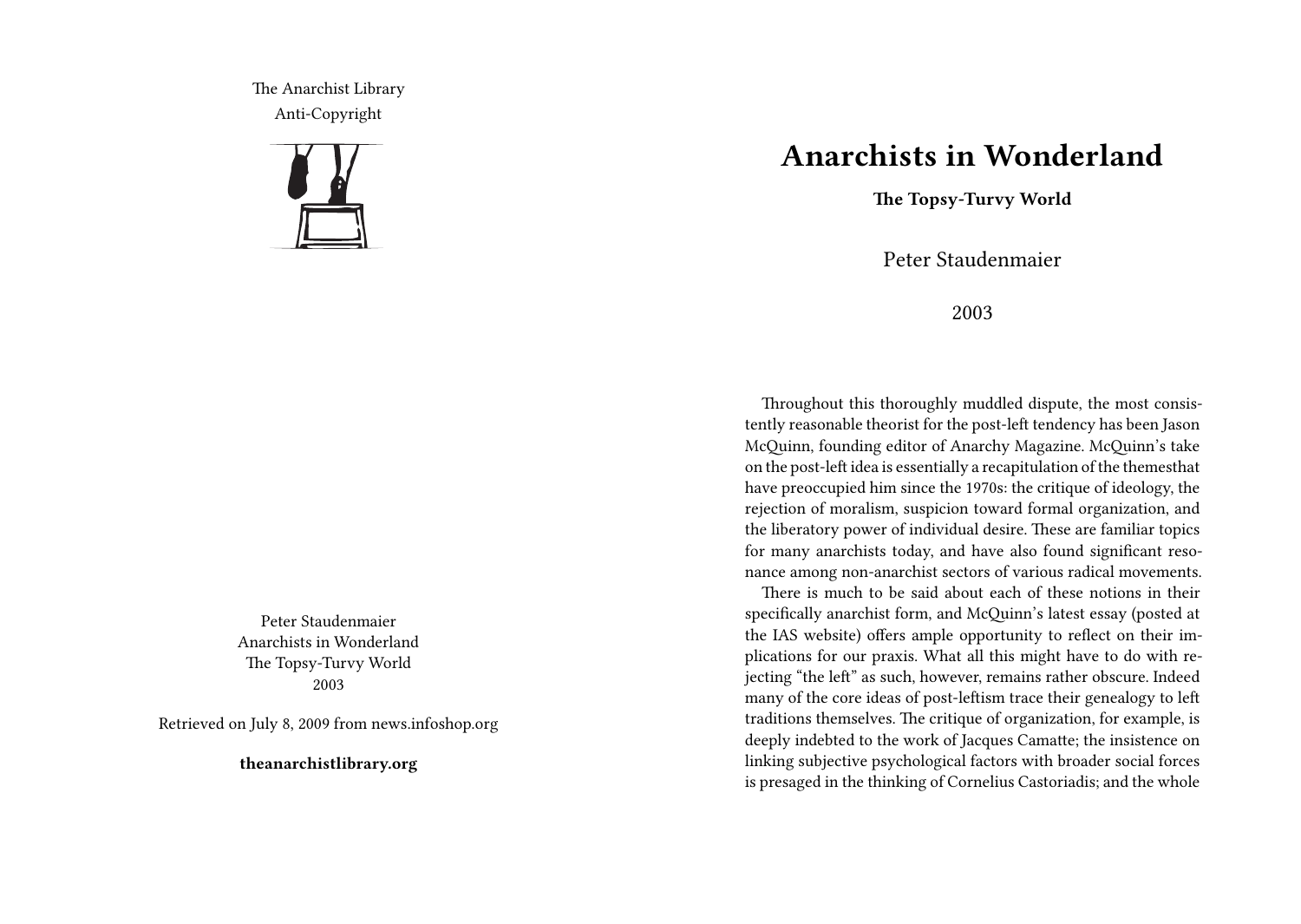The Anarchist Library
Anti-Copyright

Peter Staudenmaier
Anarchists in Wonderland
The Topsy-Turvy World
2003

Retrieved on July 8, 2009 from news.infoshop.org

**theanarchistlibrary.org**

# Anarchists in Wonderland

**The Topsy-Turvy World**

Peter Staudenmaier

2003

Throughout this thoroughly muddled dispute, the most consistently reasonable theorist for the post-left tendency has been Jason McQuinn, founding editor of Anarchy Magazine. McQuinn's take on the post-left idea is essentially a recapitulation of the themesthat have preoccupied him since the 1970s: the critique of ideology, the rejection of moralism, suspicion toward formal organization, and the liberatory power of individual desire. These are familiar topics for many anarchists today, and have also found significant resonance among non-anarchist sectors of various radical movements.

There is much to be said about each of these notions in their specifically anarchist form, and McQuinn's latest essay (posted at the IAS website) offers ample opportunity to reflect on their implications for our praxis. What all this might have to do with rejecting "the left" as such, however, remains rather obscure. Indeed many of the core ideas of post-leftism trace their genealogy to left traditions themselves. The critique of organization, for example, is deeply indebted to the work of Jacques Camatte; the insistence on linking subjective psychological factors with broader social forces is presaged in the thinking of Cornelius Castoriadis; and the whole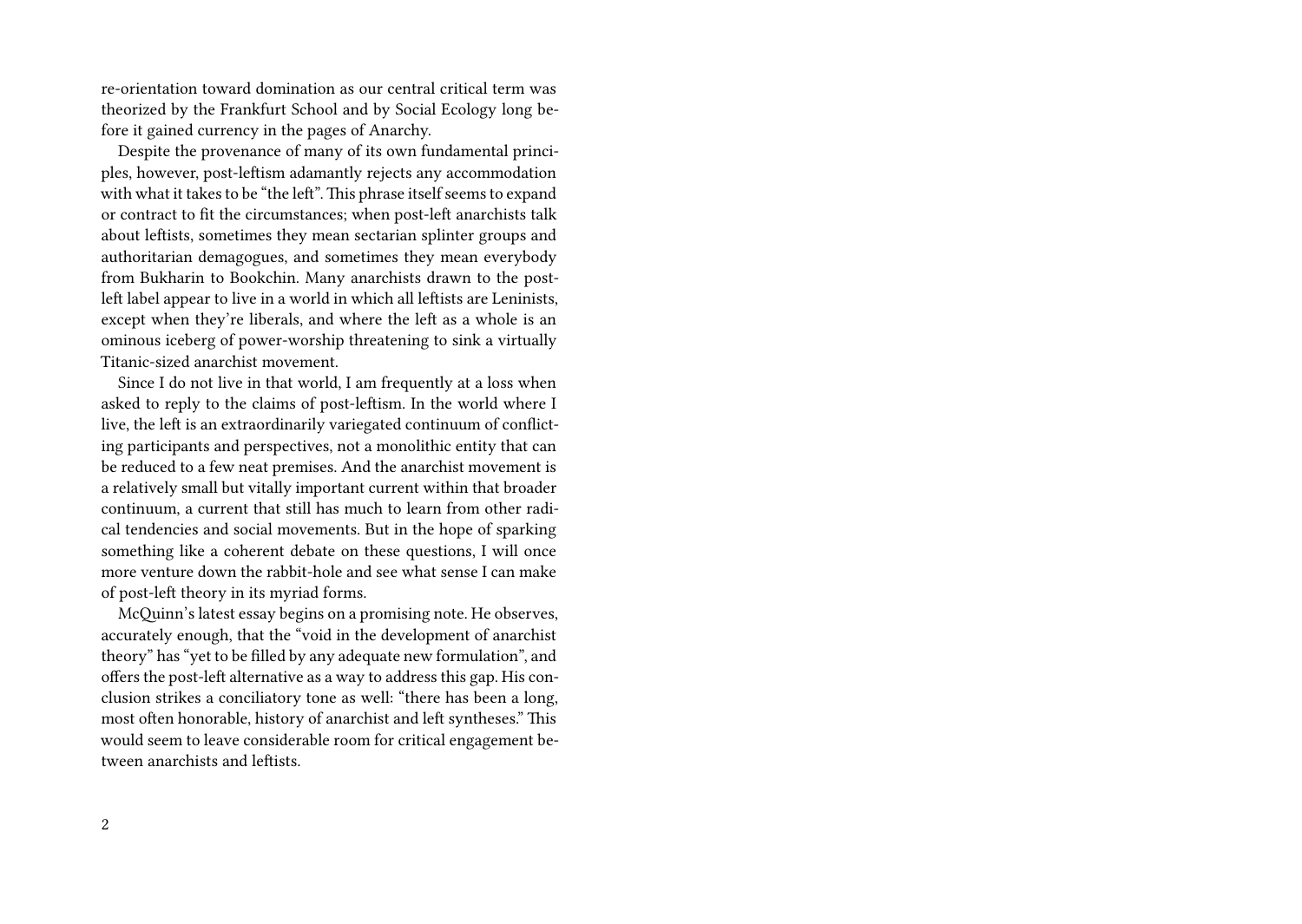re-orientation toward domination as our central critical term was theorized by the Frankfurt School and by Social Ecology long before it gained currency in the pages of Anarchy.

Despite the provenance of many of its own fundamental principles, however, post-leftism adamantly rejects any accommodation with what it takes to be "the left". This phrase itself seems to expand or contract to fit the circumstances; when post-left anarchists talk about leftists, sometimes they mean sectarian splinter groups and authoritarian demagogues, and sometimes they mean everybody from Bukharin to Bookchin. Many anarchists drawn to the post-left label appear to live in a world in which all leftists are Leninists, except when they're liberals, and where the left as a whole is an ominous iceberg of power-worship threatening to sink a virtually Titanic-sized anarchist movement.

Since I do not live in that world, I am frequently at a loss when asked to reply to the claims of post-leftism. In the world where I live, the left is an extraordinarily variegated continuum of conflicting participants and perspectives, not a monolithic entity that can be reduced to a few neat premises. And the anarchist movement is a relatively small but vitally important current within that broader continuum, a current that still has much to learn from other radical tendencies and social movements. But in the hope of sparking something like a coherent debate on these questions, I will once more venture down the rabbit-hole and see what sense I can make of post-left theory in its myriad forms.

McQuinn's latest essay begins on a promising note. He observes, accurately enough, that the "void in the development of anarchist theory" has "yet to be filled by any adequate new formulation", and offers the post-left alternative as a way to address this gap. His conclusion strikes a conciliatory tone as well: "there has been a long, most often honorable, history of anarchist and left syntheses." This would seem to leave considerable room for critical engagement between anarchists and leftists.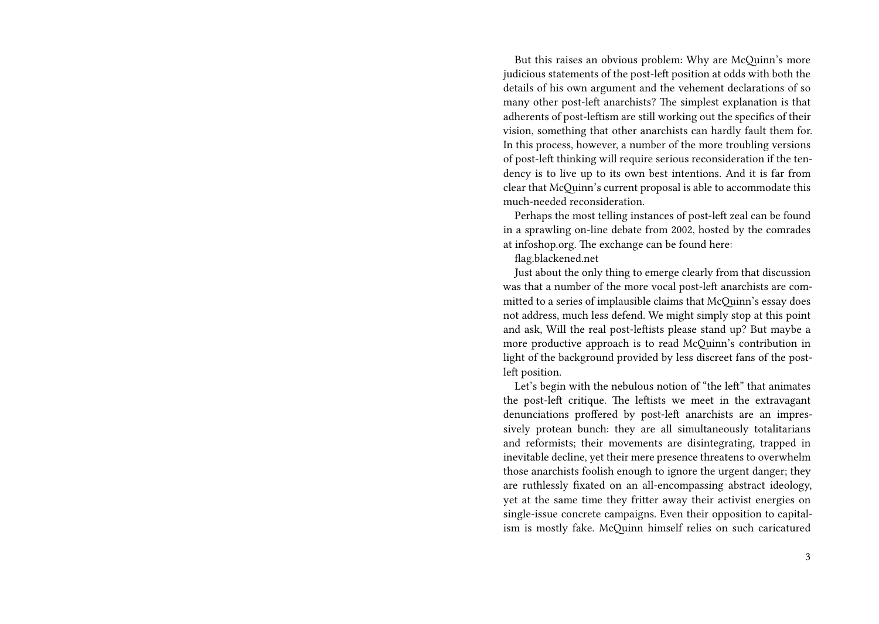But this raises an obvious problem: Why are McQuinn's more judicious statements of the post-left position at odds with both the details of his own argument and the vehement declarations of so many other post-left anarchists? The simplest explanation is that adherents of post-leftism are still working out the specifics of their vision, something that other anarchists can hardly fault them for. In this process, however, a number of the more troubling versions of post-left thinking will require serious reconsideration if the tendency is to live up to its own best intentions. And it is far from clear that McQuinn's current proposal is able to accommodate this much-needed reconsideration.

Perhaps the most telling instances of post-left zeal can be found in a sprawling on-line debate from 2002, hosted by the comrades at infoshop.org. The exchange can be found here:

flag.blackened.net

Just about the only thing to emerge clearly from that discussion was that a number of the more vocal post-left anarchists are committed to a series of implausible claims that McQuinn's essay does not address, much less defend. We might simply stop at this point and ask, Will the real post-leftists please stand up? But maybe a more productive approach is to read McQuinn's contribution in light of the background provided by less discreet fans of the post-left position.

Let's begin with the nebulous notion of "the left" that animates the post-left critique. The leftists we meet in the extravagant denunciations proffered by post-left anarchists are an impressively protean bunch: they are all simultaneously totalitarians and reformists; their movements are disintegrating, trapped in inevitable decline, yet their mere presence threatens to overwhelm those anarchists foolish enough to ignore the urgent danger; they are ruthlessly fixated on an all-encompassing abstract ideology, yet at the same time they fritter away their activist energies on single-issue concrete campaigns. Even their opposition to capitalism is mostly fake. McQuinn himself relies on such caricatured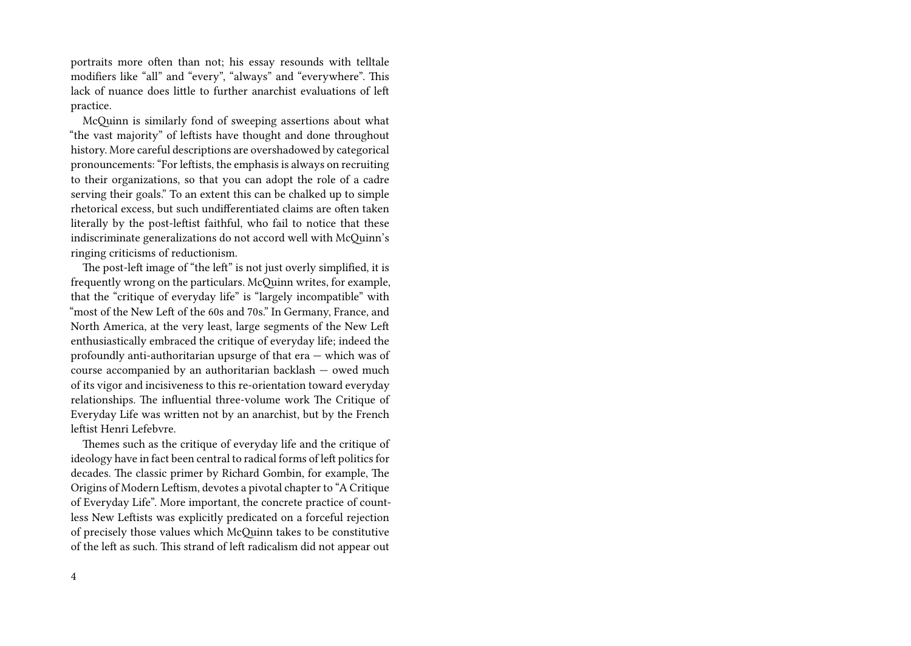portraits more often than not; his essay resounds with telltale modifiers like "all" and "every", "always" and "everywhere". This lack of nuance does little to further anarchist evaluations of left practice.

McQuinn is similarly fond of sweeping assertions about what "the vast majority" of leftists have thought and done throughout history. More careful descriptions are overshadowed by categorical pronouncements: "For leftists, the emphasis is always on recruiting to their organizations, so that you can adopt the role of a cadre serving their goals." To an extent this can be chalked up to simple rhetorical excess, but such undifferentiated claims are often taken literally by the post-leftist faithful, who fail to notice that these indiscriminate generalizations do not accord well with McQuinn's ringing criticisms of reductionism.

The post-left image of "the left" is not just overly simplified, it is frequently wrong on the particulars. McQuinn writes, for example, that the "critique of everyday life" is "largely incompatible" with "most of the New Left of the 60s and 70s." In Germany, France, and North America, at the very least, large segments of the New Left enthusiastically embraced the critique of everyday life; indeed the profoundly anti-authoritarian upsurge of that era — which was of course accompanied by an authoritarian backlash — owed much of its vigor and incisiveness to this re-orientation toward everyday relationships. The influential three-volume work The Critique of Everyday Life was written not by an anarchist, but by the French leftist Henri Lefebvre.

Themes such as the critique of everyday life and the critique of ideology have in fact been central to radical forms of left politics for decades. The classic primer by Richard Gombin, for example, The Origins of Modern Leftism, devotes a pivotal chapter to "A Critique of Everyday Life". More important, the concrete practice of countless New Leftists was explicitly predicated on a forceful rejection of precisely those values which McQuinn takes to be constitutive of the left as such. This strand of left radicalism did not appear out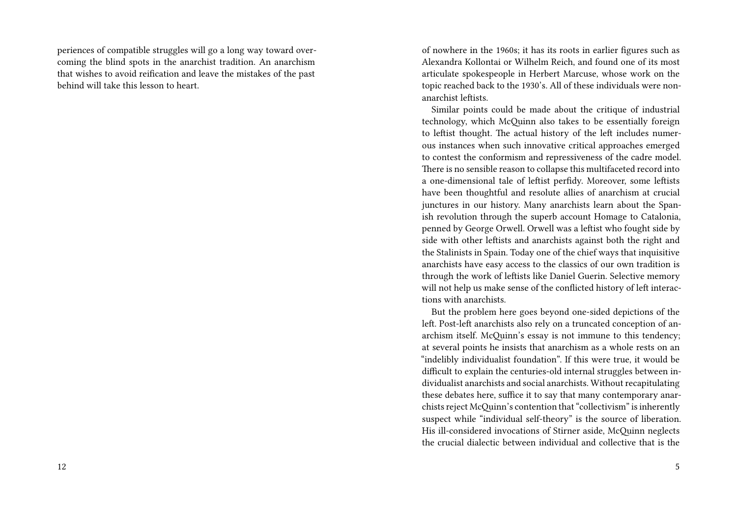periences of compatible struggles will go a long way toward overcoming the blind spots in the anarchist tradition. An anarchism that wishes to avoid reification and leave the mistakes of the past behind will take this lesson to heart.

of nowhere in the 1960s; it has its roots in earlier figures such as Alexandra Kollontai or Wilhelm Reich, and found one of its most articulate spokespeople in Herbert Marcuse, whose work on the topic reached back to the 1930's. All of these individuals were non-anarchist leftists.

Similar points could be made about the critique of industrial technology, which McQuinn also takes to be essentially foreign to leftist thought. The actual history of the left includes numerous instances when such innovative critical approaches emerged to contest the conformism and repressiveness of the cadre model. There is no sensible reason to collapse this multifaceted record into a one-dimensional tale of leftist perfidy. Moreover, some leftists have been thoughtful and resolute allies of anarchism at crucial junctures in our history. Many anarchists learn about the Spanish revolution through the superb account Homage to Catalonia, penned by George Orwell. Orwell was a leftist who fought side by side with other leftists and anarchists against both the right and the Stalinists in Spain. Today one of the chief ways that inquisitive anarchists have easy access to the classics of our own tradition is through the work of leftists like Daniel Guerin. Selective memory will not help us make sense of the conflicted history of left interactions with anarchists.

But the problem here goes beyond one-sided depictions of the left. Post-left anarchists also rely on a truncated conception of anarchism itself. McQuinn's essay is not immune to this tendency; at several points he insists that anarchism as a whole rests on an "indelibly individualist foundation". If this were true, it would be difficult to explain the centuries-old internal struggles between individualist anarchists and social anarchists. Without recapitulating these debates here, suffice it to say that many contemporary anarchists reject McQuinn's contention that "collectivism" is inherently suspect while "individual self-theory" is the source of liberation. His ill-considered invocations of Stirner aside, McQuinn neglects the crucial dialectic between individual and collective that is the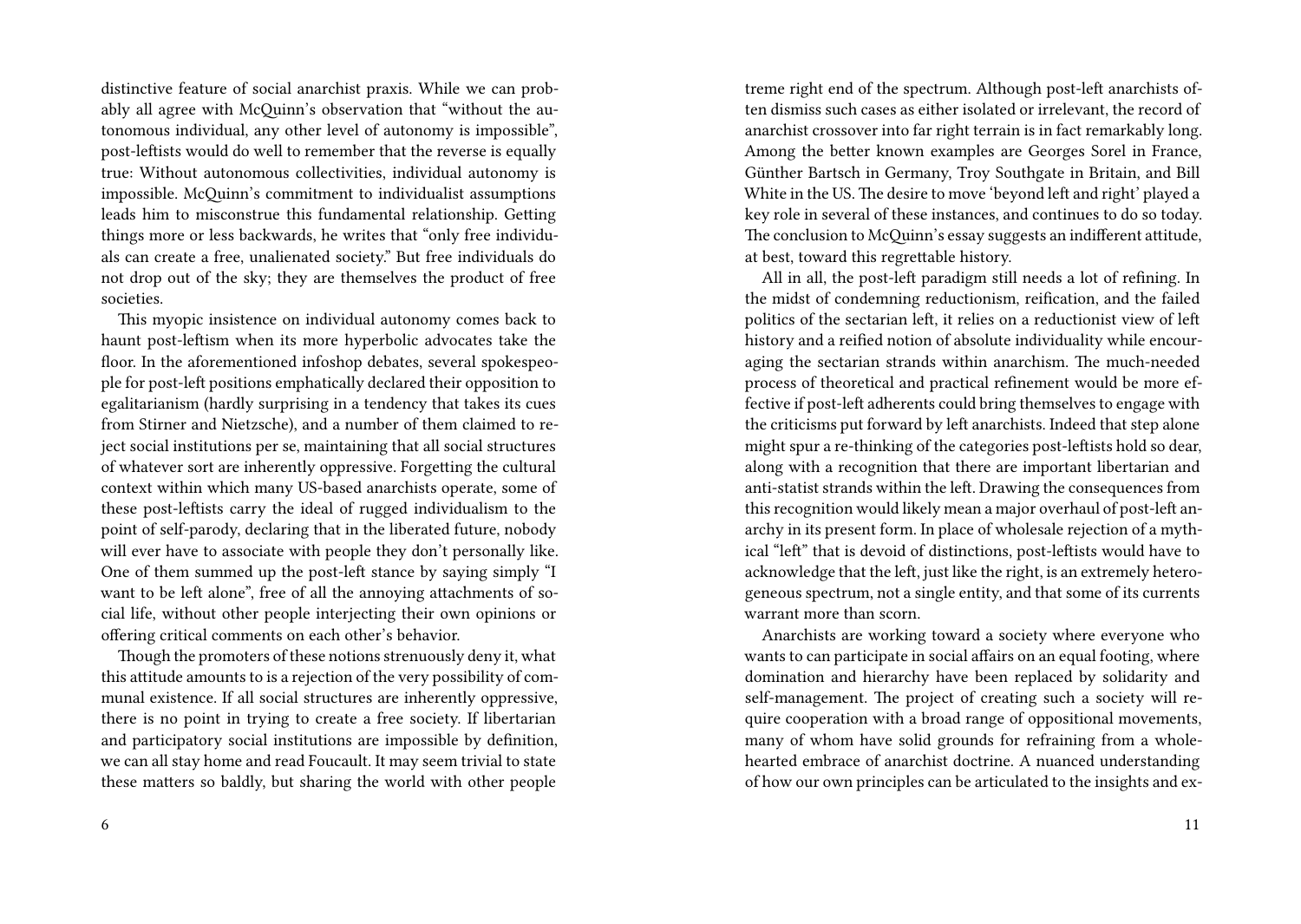distinctive feature of social anarchist praxis. While we can probably all agree with McQuinn's observation that "without the autonomous individual, any other level of autonomy is impossible", post-leftists would do well to remember that the reverse is equally true: Without autonomous collectivities, individual autonomy is impossible. McQuinn's commitment to individualist assumptions leads him to misconstrue this fundamental relationship. Getting things more or less backwards, he writes that "only free individuals can create a free, unalienated society." But free individuals do not drop out of the sky; they are themselves the product of free societies.

This myopic insistence on individual autonomy comes back to haunt post-leftism when its more hyperbolic advocates take the floor. In the aforementioned infoshop debates, several spokespeople for post-left positions emphatically declared their opposition to egalitarianism (hardly surprising in a tendency that takes its cues from Stirner and Nietzsche), and a number of them claimed to reject social institutions per se, maintaining that all social structures of whatever sort are inherently oppressive. Forgetting the cultural context within which many US-based anarchists operate, some of these post-leftists carry the ideal of rugged individualism to the point of self-parody, declaring that in the liberated future, nobody will ever have to associate with people they don't personally like. One of them summed up the post-left stance by saying simply "I want to be left alone", free of all the annoying attachments of social life, without other people interjecting their own opinions or offering critical comments on each other's behavior.

Though the promoters of these notions strenuously deny it, what this attitude amounts to is a rejection of the very possibility of communal existence. If all social structures are inherently oppressive, there is no point in trying to create a free society. If libertarian and participatory social institutions are impossible by definition, we can all stay home and read Foucault. It may seem trivial to state these matters so baldly, but sharing the world with other people

treme right end of the spectrum. Although post-left anarchists often dismiss such cases as either isolated or irrelevant, the record of anarchist crossover into far right terrain is in fact remarkably long. Among the better known examples are Georges Sorel in France, Günther Bartsch in Germany, Troy Southgate in Britain, and Bill White in the US. The desire to move 'beyond left and right' played a key role in several of these instances, and continues to do so today. The conclusion to McQuinn's essay suggests an indifferent attitude, at best, toward this regrettable history.

All in all, the post-left paradigm still needs a lot of refining. In the midst of condemning reductionism, reification, and the failed politics of the sectarian left, it relies on a reductionist view of left history and a reified notion of absolute individuality while encouraging the sectarian strands within anarchism. The much-needed process of theoretical and practical refinement would be more effective if post-left adherents could bring themselves to engage with the criticisms put forward by left anarchists. Indeed that step alone might spur a re-thinking of the categories post-leftists hold so dear, along with a recognition that there are important libertarian and anti-statist strands within the left. Drawing the consequences from this recognition would likely mean a major overhaul of post-left anarchy in its present form. In place of wholesale rejection of a mythical "left" that is devoid of distinctions, post-leftists would have to acknowledge that the left, just like the right, is an extremely heterogeneous spectrum, not a single entity, and that some of its currents warrant more than scorn.

Anarchists are working toward a society where everyone who wants to can participate in social affairs on an equal footing, where domination and hierarchy have been replaced by solidarity and self-management. The project of creating such a society will require cooperation with a broad range of oppositional movements, many of whom have solid grounds for refraining from a wholehearted embrace of anarchist doctrine. A nuanced understanding of how our own principles can be articulated to the insights and ex-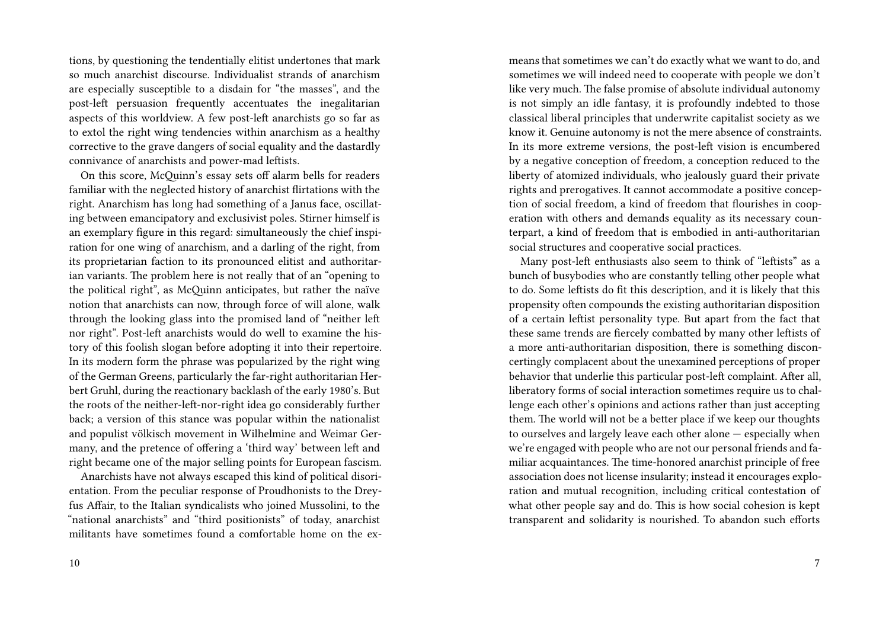tions, by questioning the tendentially elitist undertones that mark so much anarchist discourse. Individualist strands of anarchism are especially susceptible to a disdain for "the masses", and the post-left persuasion frequently accentuates the inegalitarian aspects of this worldview. A few post-left anarchists go so far as to extol the right wing tendencies within anarchism as a healthy corrective to the grave dangers of social equality and the dastardly connivance of anarchists and power-mad leftists.

On this score, McQuinn's essay sets off alarm bells for readers familiar with the neglected history of anarchist flirtations with the right. Anarchism has long had something of a Janus face, oscillating between emancipatory and exclusivist poles. Stirner himself is an exemplary figure in this regard: simultaneously the chief inspiration for one wing of anarchism, and a darling of the right, from its proprietarian faction to its pronounced elitist and authoritarian variants. The problem here is not really that of an "opening to the political right", as McQuinn anticipates, but rather the naïve notion that anarchists can now, through force of will alone, walk through the looking glass into the promised land of "neither left nor right". Post-left anarchists would do well to examine the history of this foolish slogan before adopting it into their repertoire. In its modern form the phrase was popularized by the right wing of the German Greens, particularly the far-right authoritarian Herbert Gruhl, during the reactionary backlash of the early 1980's. But the roots of the neither-left-nor-right idea go considerably further back; a version of this stance was popular within the nationalist and populist völkisch movement in Wilhelmine and Weimar Germany, and the pretence of offering a 'third way' between left and right became one of the major selling points for European fascism.

Anarchists have not always escaped this kind of political disorientation. From the peculiar response of Proudhonists to the Dreyfus Affair, to the Italian syndicalists who joined Mussolini, to the "national anarchists" and "third positionists" of today, anarchist militants have sometimes found a comfortable home on the ex-

means that sometimes we can't do exactly what we want to do, and sometimes we will indeed need to cooperate with people we don't like very much. The false promise of absolute individual autonomy is not simply an idle fantasy, it is profoundly indebted to those classical liberal principles that underwrite capitalist society as we know it. Genuine autonomy is not the mere absence of constraints. In its more extreme versions, the post-left vision is encumbered by a negative conception of freedom, a conception reduced to the liberty of atomized individuals, who jealously guard their private rights and prerogatives. It cannot accommodate a positive conception of social freedom, a kind of freedom that flourishes in cooperation with others and demands equality as its necessary counterpart, a kind of freedom that is embodied in anti-authoritarian social structures and cooperative social practices.

Many post-left enthusiasts also seem to think of "leftists" as a bunch of busybodies who are constantly telling other people what to do. Some leftists do fit this description, and it is likely that this propensity often compounds the existing authoritarian disposition of a certain leftist personality type. But apart from the fact that these same trends are fiercely combatted by many other leftists of a more anti-authoritarian disposition, there is something disconcertingly complacent about the unexamined perceptions of proper behavior that underlie this particular post-left complaint. After all, liberatory forms of social interaction sometimes require us to challenge each other's opinions and actions rather than just accepting them. The world will not be a better place if we keep our thoughts to ourselves and largely leave each other alone — especially when we're engaged with people who are not our personal friends and familiar acquaintances. The time-honored anarchist principle of free association does not license insularity; instead it encourages exploration and mutual recognition, including critical contestation of what other people say and do. This is how social cohesion is kept transparent and solidarity is nourished. To abandon such efforts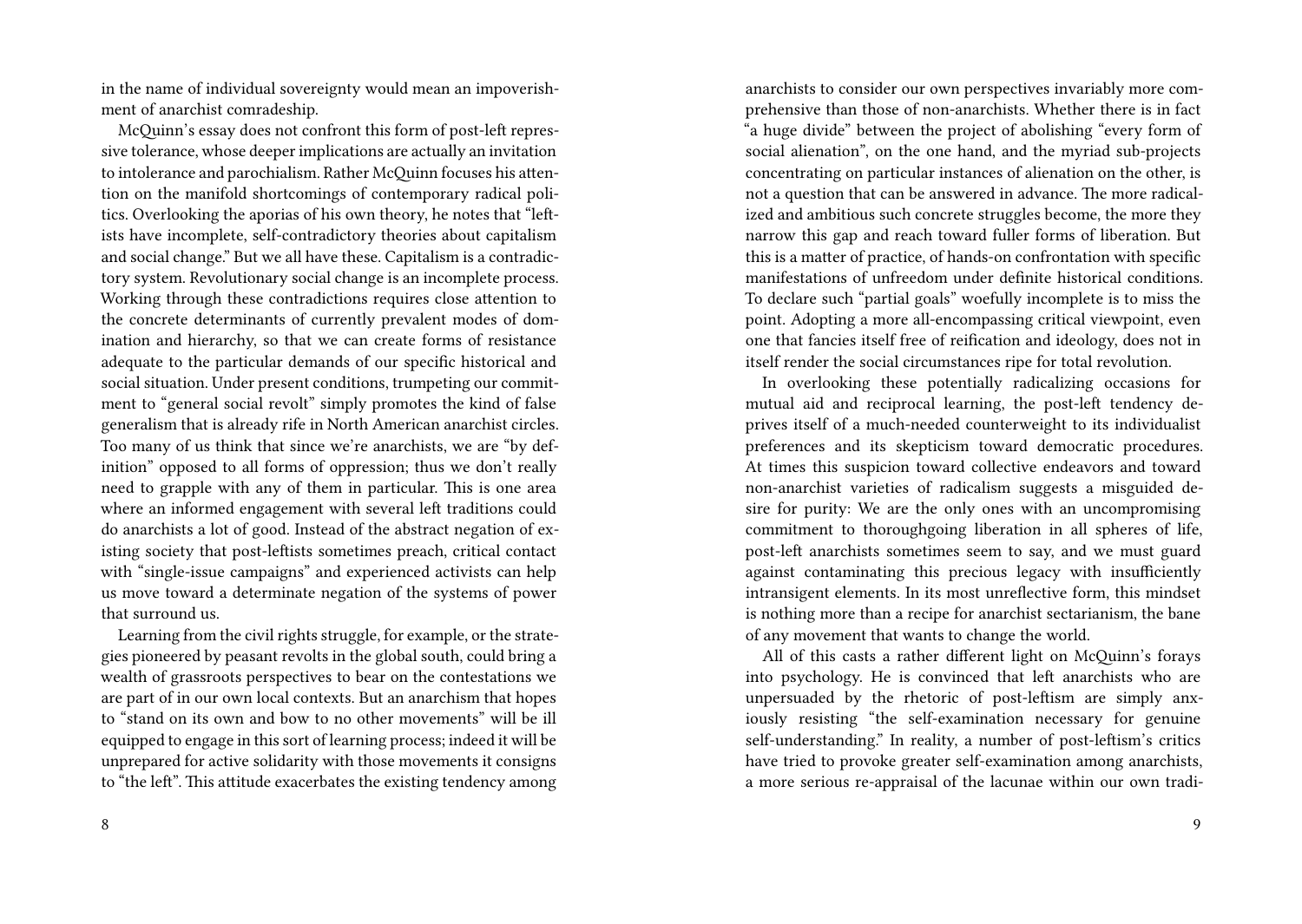in the name of individual sovereignty would mean an impoverishment of anarchist comradeship.

McQuinn's essay does not confront this form of post-left repressive tolerance, whose deeper implications are actually an invitation to intolerance and parochialism. Rather McQuinn focuses his attention on the manifold shortcomings of contemporary radical politics. Overlooking the aporias of his own theory, he notes that "leftists have incomplete, self-contradictory theories about capitalism and social change." But we all have these. Capitalism is a contradictory system. Revolutionary social change is an incomplete process. Working through these contradictions requires close attention to the concrete determinants of currently prevalent modes of domination and hierarchy, so that we can create forms of resistance adequate to the particular demands of our specific historical and social situation. Under present conditions, trumpeting our commitment to "general social revolt" simply promotes the kind of false generalism that is already rife in North American anarchist circles. Too many of us think that since we're anarchists, we are "by definition" opposed to all forms of oppression; thus we don't really need to grapple with any of them in particular. This is one area where an informed engagement with several left traditions could do anarchists a lot of good. Instead of the abstract negation of existing society that post-leftists sometimes preach, critical contact with "single-issue campaigns" and experienced activists can help us move toward a determinate negation of the systems of power that surround us.

Learning from the civil rights struggle, for example, or the strategies pioneered by peasant revolts in the global south, could bring a wealth of grassroots perspectives to bear on the contestations we are part of in our own local contexts. But an anarchism that hopes to "stand on its own and bow to no other movements" will be ill equipped to engage in this sort of learning process; indeed it will be unprepared for active solidarity with those movements it consigns to "the left". This attitude exacerbates the existing tendency among anarchists to consider our own perspectives invariably more comprehensive than those of non-anarchists. Whether there is in fact "a huge divide" between the project of abolishing "every form of social alienation", on the one hand, and the myriad sub-projects concentrating on particular instances of alienation on the other, is not a question that can be answered in advance. The more radicalized and ambitious such concrete struggles become, the more they narrow this gap and reach toward fuller forms of liberation. But this is a matter of practice, of hands-on confrontation with specific manifestations of unfreedom under definite historical conditions. To declare such "partial goals" woefully incomplete is to miss the point. Adopting a more all-encompassing critical viewpoint, even one that fancies itself free of reification and ideology, does not in itself render the social circumstances ripe for total revolution.

In overlooking these potentially radicalizing occasions for mutual aid and reciprocal learning, the post-left tendency deprives itself of a much-needed counterweight to its individualist preferences and its skepticism toward democratic procedures. At times this suspicion toward collective endeavors and toward non-anarchist varieties of radicalism suggests a misguided desire for purity: We are the only ones with an uncompromising commitment to thoroughgoing liberation in all spheres of life, post-left anarchists sometimes seem to say, and we must guard against contaminating this precious legacy with insufficiently intransigent elements. In its most unreflective form, this mindset is nothing more than a recipe for anarchist sectarianism, the bane of any movement that wants to change the world.

All of this casts a rather different light on McQuinn's forays into psychology. He is convinced that left anarchists who are unpersuaded by the rhetoric of post-leftism are simply anxiously resisting "the self-examination necessary for genuine self-understanding." In reality, a number of post-leftism's critics have tried to provoke greater self-examination among anarchists, a more serious re-appraisal of the lacunae within our own tradi-